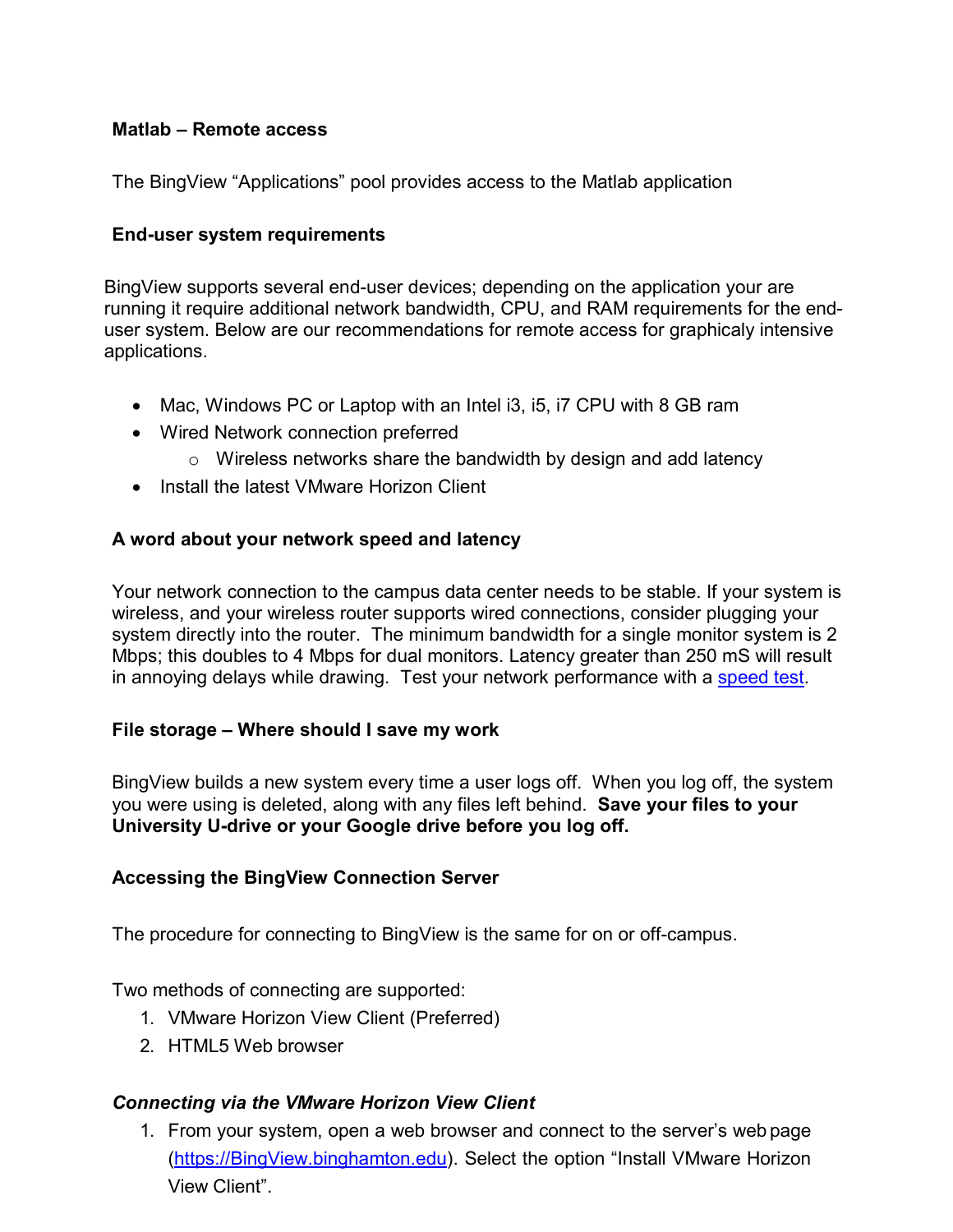# Matlab – Remote access

The BingView "Applications" pool provides access to the Matlab application

## End-user system requirements

BingView supports several end-user devices; depending on the application your are running it require additional network bandwidth, CPU, and RAM requirements for the end-user system. Below are our recommendations for remote access for graphicaly intensive applications.

- Mac, Windows PC or Laptop with an Intel i3, i5, i7 CPU with 8 GB ram
- Wired Network connection preferred
  - Wireless networks share the bandwidth by design and add latency
- Install the latest VMware Horizon Client

## A word about your network speed and latency

Your network connection to the campus data center needs to be stable. If your system is wireless, and your wireless router supports wired connections, consider plugging your system directly into the router. The minimum bandwidth for a single monitor system is 2 Mbps; this doubles to 4 Mbps for dual monitors. Latency greater than 250 mS will result in annoying delays while drawing. Test your network performance with a speed test.

## File storage – Where should I save my work

BingView builds a new system every time a user logs off. When you log off, the system you were using is deleted, along with any files left behind. **Save your files to your University U-drive or your Google drive before you log off.**

## Accessing the BingView Connection Server

The procedure for connecting to BingView is the same for on or off-campus.

Two methods of connecting are supported:

1. VMware Horizon View Client (Preferred)
2. HTML5 Web browser

### *Connecting via the VMware Horizon View Client*

1. From your system, open a web browser and connect to the server's web page (https://BingView.binghamton.edu). Select the option "Install VMware Horizon View Client".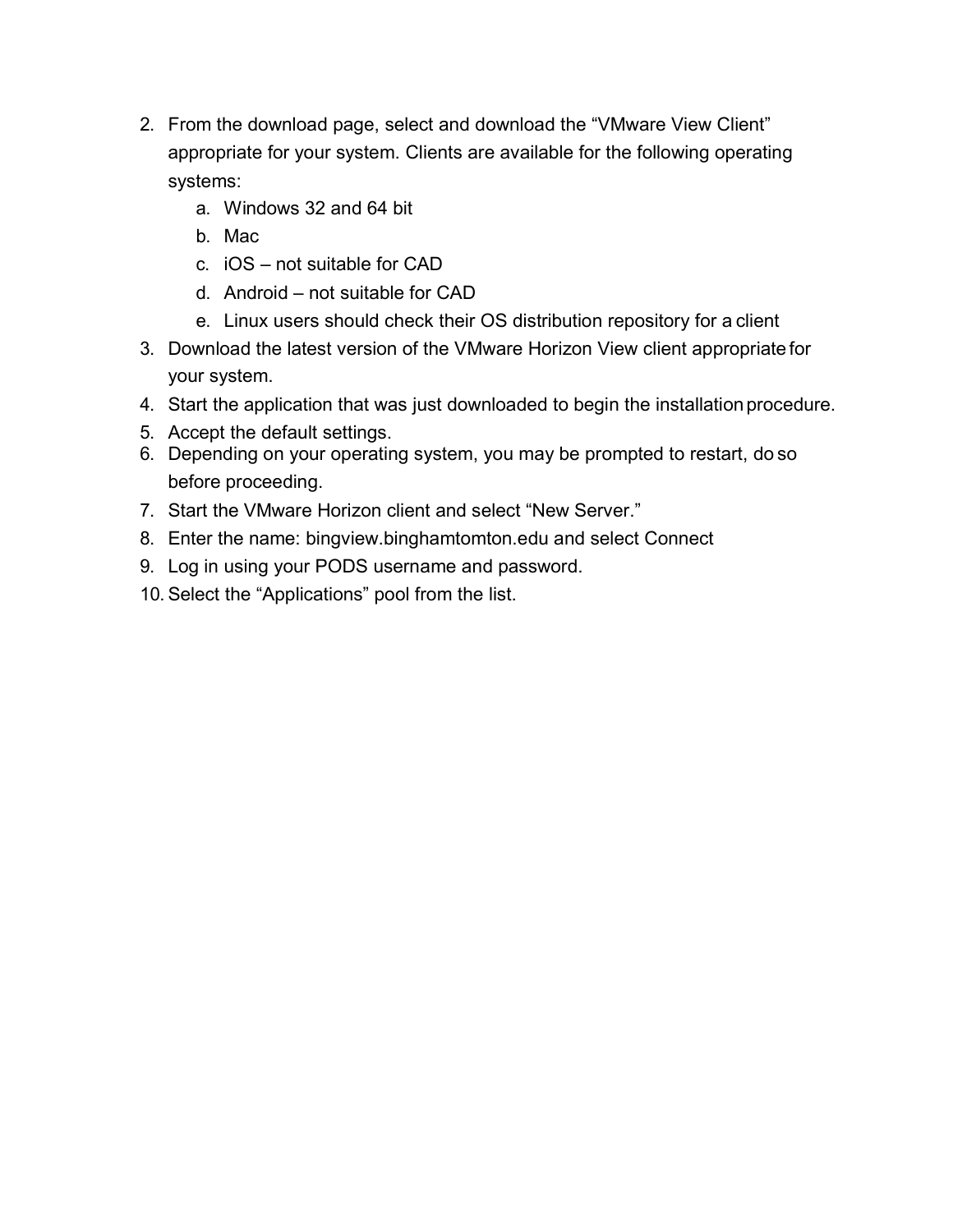2. From the download page, select and download the "VMware View Client" appropriate for your system. Clients are available for the following operating systems:
   a. Windows 32 and 64 bit
   b. Mac
   c. iOS – not suitable for CAD
   d. Android – not suitable for CAD
   e. Linux users should check their OS distribution repository for a client
3. Download the latest version of the VMware Horizon View client appropriate for your system.
4. Start the application that was just downloaded to begin the installation procedure.
5. Accept the default settings.
6. Depending on your operating system, you may be prompted to restart, do so before proceeding.
7. Start the VMware Horizon client and select "New Server."
8. Enter the name: bingview.binghamtomton.edu and select Connect
9. Log in using your PODS username and password.
10. Select the "Applications" pool from the list.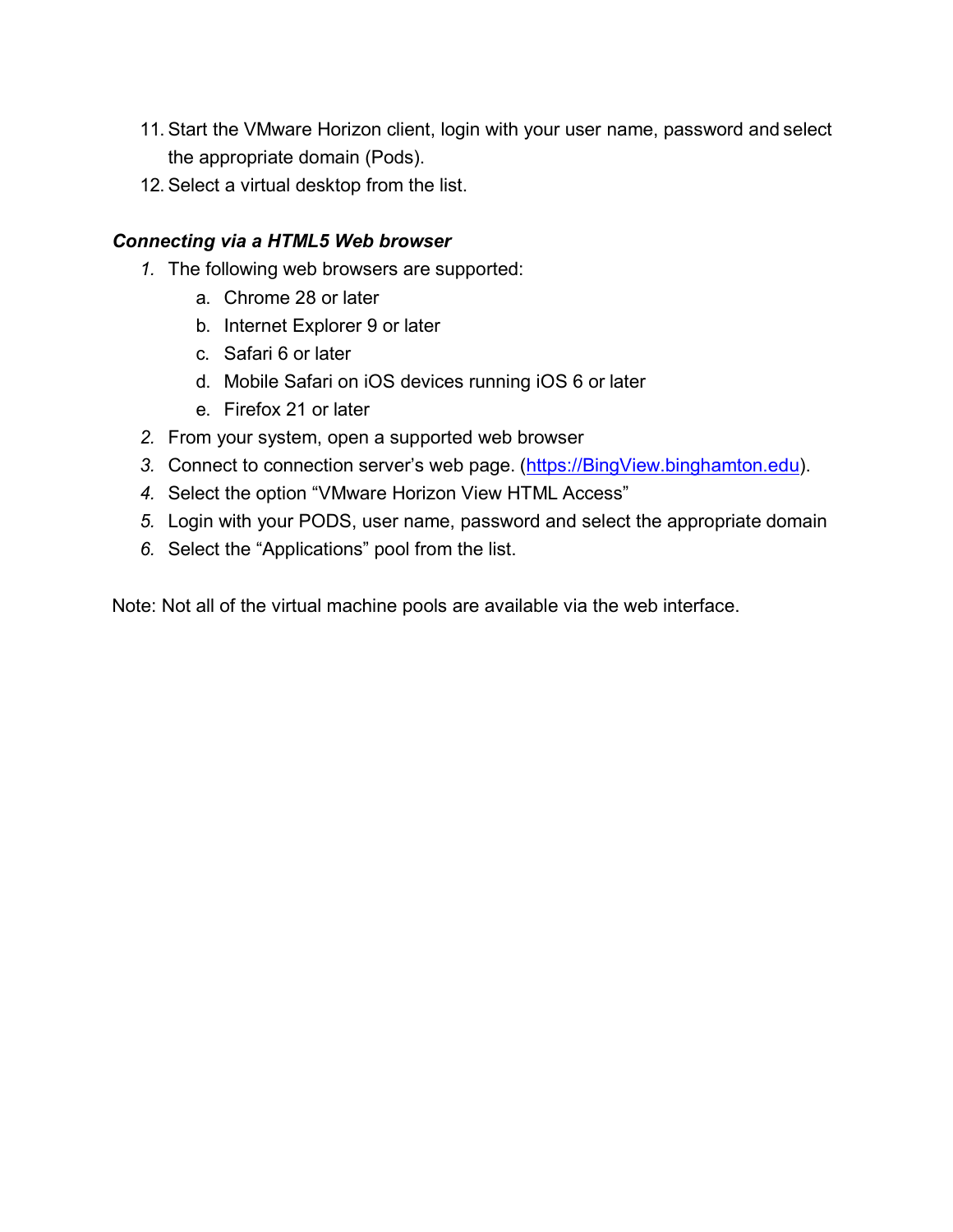11. Start the VMware Horizon client, login with your user name, password and select the appropriate domain (Pods).
12. Select a virtual desktop from the list.

***Connecting via a HTML5 Web browser***

1. The following web browsers are supported:
   a. Chrome 28 or later
   b. Internet Explorer 9 or later
   c. Safari 6 or later
   d. Mobile Safari on iOS devices running iOS 6 or later
   e. Firefox 21 or later
2. From your system, open a supported web browser
3. Connect to connection server's web page. (https://BingView.binghamton.edu).
4. Select the option "VMware Horizon View HTML Access"
5. Login with your PODS, user name, password and select the appropriate domain
6. Select the "Applications" pool from the list.

Note: Not all of the virtual machine pools are available via the web interface.